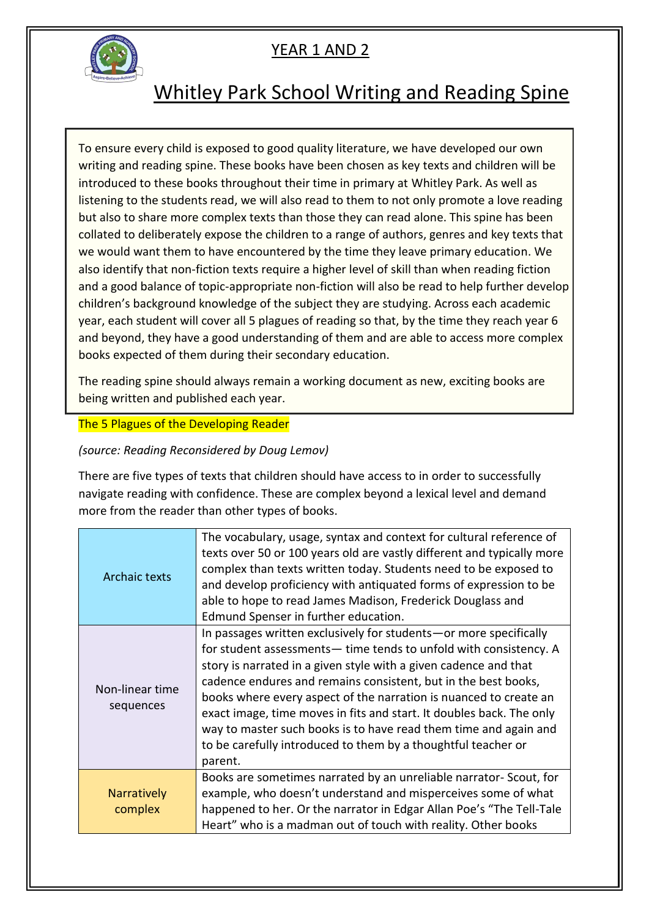## YEAR 1 AND 2

# Whitley Park School Writing and Reading Spine

To ensure every child is exposed to good quality literature, we have developed our own writing and reading spine. These books have been chosen as key texts and children will be introduced to these books throughout their time in primary at Whitley Park. As well as listening to the students read, we will also read to them to not only promote a love reading but also to share more complex texts than those they can read alone. This spine has been collated to deliberately expose the children to a range of authors, genres and key texts that we would want them to have encountered by the time they leave primary education. We also identify that non-fiction texts require a higher level of skill than when reading fiction and a good balance of topic-appropriate non-fiction will also be read to help further develop children's background knowledge of the subject they are studying. Across each academic year, each student will cover all 5 plagues of reading so that, by the time they reach year 6 and beyond, they have a good understanding of them and are able to access more complex books expected of them during their secondary education.

The reading spine should always remain a working document as new, exciting books are being written and published each year.

## The 5 Plagues of the Developing Reader

*(source: Reading Reconsidered by Doug Lemov)*

There are five types of texts that children should have access to in order to successfully navigate reading with confidence. These are complex beyond a lexical level and demand more from the reader than other types of books.

| | |
|---|---|
| Archaic texts | The vocabulary, usage, syntax and context for cultural reference of texts over 50 or 100 years old are vastly different and typically more complex than texts written today. Students need to be exposed to and develop proficiency with antiquated forms of expression to be able to hope to read James Madison, Frederick Douglass and Edmund Spenser in further education. |
| Non-linear time sequences | In passages written exclusively for students—or more specifically for student assessments— time tends to unfold with consistency. A story is narrated in a given style with a given cadence and that cadence endures and remains consistent, but in the best books, books where every aspect of the narration is nuanced to create an exact image, time moves in fits and start. It doubles back. The only way to master such books is to have read them time and again and to be carefully introduced to them by a thoughtful teacher or parent. |
| Narratively complex | Books are sometimes narrated by an unreliable narrator- Scout, for example, who doesn't understand and misperceives some of what happened to her. Or the narrator in Edgar Allan Poe's "The Tell-Tale Heart" who is a madman out of touch with reality. Other books |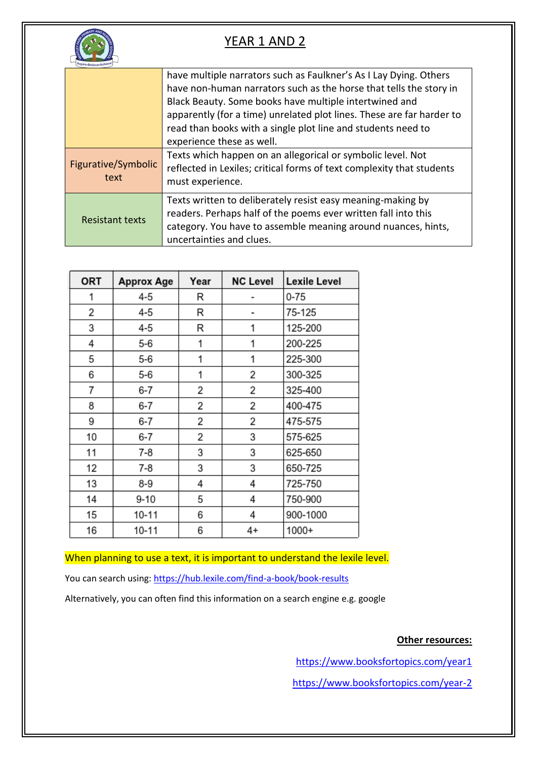# YEAR 1 AND 2

| | |
|---|---|
| | have multiple narrators such as Faulkner's As I Lay Dying. Others have non-human narrators such as the horse that tells the story in Black Beauty. Some books have multiple intertwined and apparently (for a time) unrelated plot lines. These are far harder to read than books with a single plot line and students need to experience these as well. |
| Figurative/Symbolic text | Texts which happen on an allegorical or symbolic level. Not reflected in Lexiles; critical forms of text complexity that students must experience. |
| Resistant texts | Texts written to deliberately resist easy meaning-making by readers. Perhaps half of the poems ever written fall into this category. You have to assemble meaning around nuances, hints, uncertainties and clues. |

| ORT | Approx Age | Year | NC Level | Lexile Level |
|---|---|---|---|---|
| 1 | 4-5 | R | - | 0-75 |
| 2 | 4-5 | R | - | 75-125 |
| 3 | 4-5 | R | 1 | 125-200 |
| 4 | 5-6 | 1 | 1 | 200-225 |
| 5 | 5-6 | 1 | 1 | 225-300 |
| 6 | 5-6 | 1 | 2 | 300-325 |
| 7 | 6-7 | 2 | 2 | 325-400 |
| 8 | 6-7 | 2 | 2 | 400-475 |
| 9 | 6-7 | 2 | 2 | 475-575 |
| 10 | 6-7 | 2 | 3 | 575-625 |
| 11 | 7-8 | 3 | 3 | 625-650 |
| 12 | 7-8 | 3 | 3 | 650-725 |
| 13 | 8-9 | 4 | 4 | 725-750 |
| 14 | 9-10 | 5 | 4 | 750-900 |
| 15 | 10-11 | 6 | 4 | 900-1000 |
| 16 | 10-11 | 6 | 4+ | 1000+ |

When planning to use a text, it is important to understand the lexile level.

You can search using: https://hub.lexile.com/find-a-book/book-results

Alternatively, you can often find this information on a search engine e.g. google

**Other resources:**

https://www.booksfortopics.com/year1

https://www.booksfortopics.com/year-2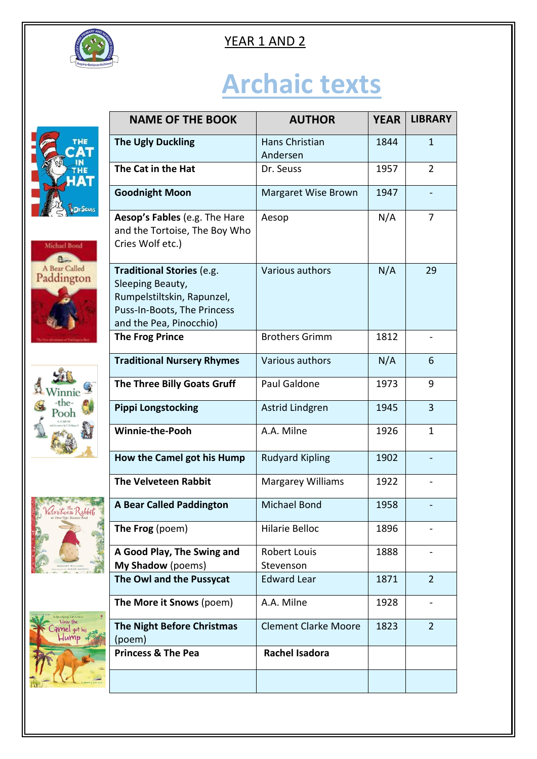YEAR 1 AND 2

# Archaic texts

| NAME OF THE BOOK | AUTHOR | YEAR | LIBRARY |
|---|---|---|---|
| **The Ugly Duckling** | Hans Christian Andersen | 1844 | 1 |
| **The Cat in the Hat** | Dr. Seuss | 1957 | 2 |
| **Goodnight Moon** | Margaret Wise Brown | 1947 | - |
| **Aesop's Fables** (e.g. The Hare and the Tortoise, The Boy Who Cries Wolf etc.) | Aesop | N/A | 7 |
| **Traditional Stories** (e.g. Sleeping Beauty, Rumpelstiltskin, Rapunzel, Puss-In-Boots, The Princess and the Pea, Pinocchio) | Various authors | N/A | 29 |
| **The Frog Prince** | Brothers Grimm | 1812 | - |
| **Traditional Nursery Rhymes** | Various authors | N/A | 6 |
| **The Three Billy Goats Gruff** | Paul Galdone | 1973 | 9 |
| **Pippi Longstocking** | Astrid Lindgren | 1945 | 3 |
| **Winnie-the-Pooh** | A.A. Milne | 1926 | 1 |
| **How the Camel got his Hump** | Rudyard Kipling | 1902 | - |
| **The Velveteen Rabbit** | Margarey Williams | 1922 | - |
| **A Bear Called Paddington** | Michael Bond | 1958 | - |
| **The Frog** (poem) | Hilarie Belloc | 1896 | - |
| **A Good Play, The Swing and My Shadow** (poems) | Robert Louis Stevenson | 1888 | - |
| **The Owl and the Pussycat** | Edward Lear | 1871 | 2 |
| **The More it Snows** (poem) | A.A. Milne | 1928 | - |
| **The Night Before Christmas** (poem) | Clement Clarke Moore | 1823 | 2 |
| **Princess & The Pea** | **Rachel Isadora** | | |
| | | | |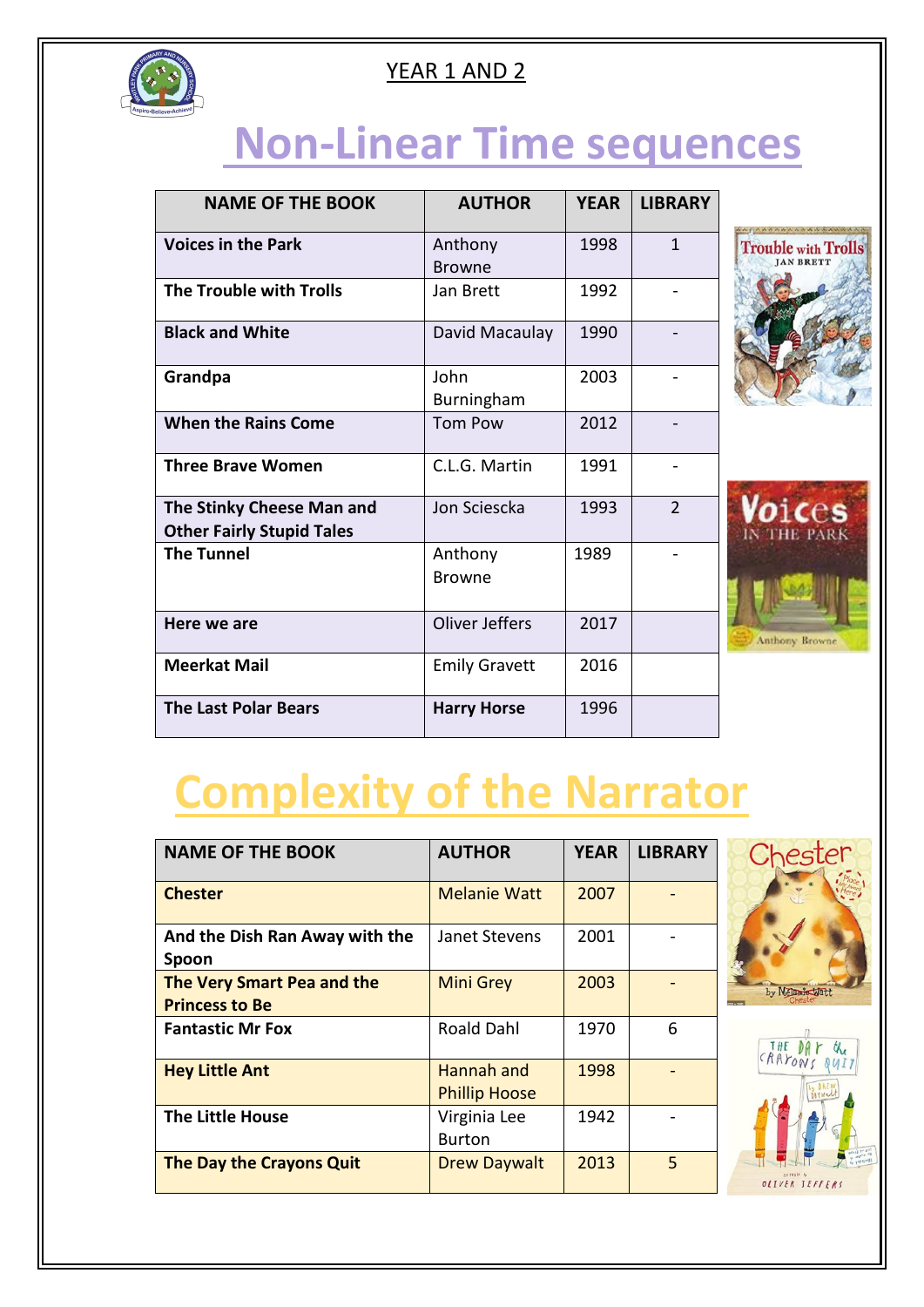YEAR 1 AND 2

# Non-Linear Time sequences

| NAME OF THE BOOK | AUTHOR | YEAR | LIBRARY |
|---|---|---|---|
| **Voices in the Park** | Anthony Browne | 1998 | 1 |
| **The Trouble with Trolls** | Jan Brett | 1992 | - |
| **Black and White** | David Macaulay | 1990 | - |
| **Grandpa** | John Burningham | 2003 | - |
| **When the Rains Come** | Tom Pow | 2012 | - |
| **Three Brave Women** | C.L.G. Martin | 1991 | - |
| **The Stinky Cheese Man and Other Fairly Stupid Tales** | Jon Sciescka | 1993 | 2 |
| **The Tunnel** | Anthony Browne | 1989 | - |
| **Here we are** | Oliver Jeffers | 2017 | |
| **Meerkat Mail** | Emily Gravett | 2016 | |
| **The Last Polar Bears** | **Harry Horse** | 1996 | |

# Complexity of the Narrator

| NAME OF THE BOOK | AUTHOR | YEAR | LIBRARY |
|---|---|---|---|
| **Chester** | Melanie Watt | 2007 | - |
| **And the Dish Ran Away with the Spoon** | Janet Stevens | 2001 | - |
| **The Very Smart Pea and the Princess to Be** | Mini Grey | 2003 | - |
| **Fantastic Mr Fox** | Roald Dahl | 1970 | 6 |
| **Hey Little Ant** | Hannah and Phillip Hoose | 1998 | - |
| **The Little House** | Virginia Lee Burton | 1942 | - |
| **The Day the Crayons Quit** | Drew Daywalt | 2013 | 5 |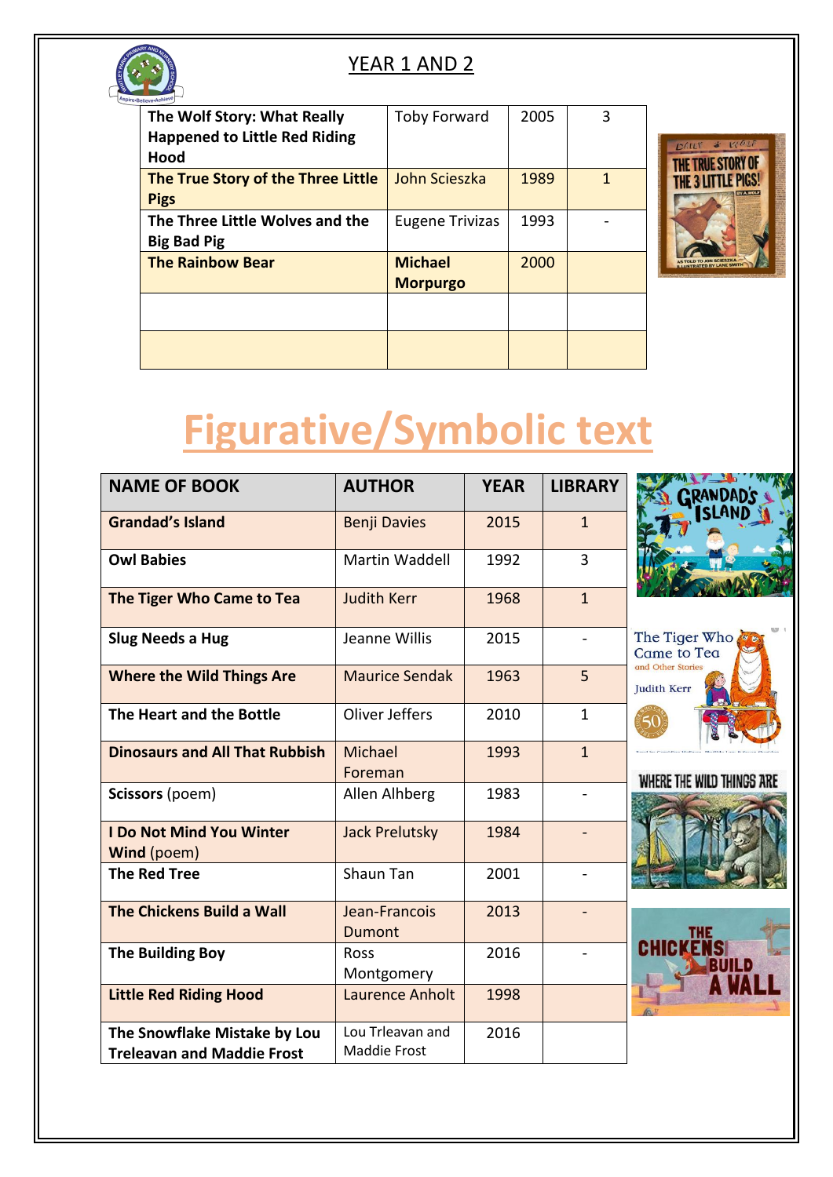## YEAR 1 AND 2

| | | | |
|---|---|---|---|
| **The Wolf Story: What Really Happened to Little Red Riding Hood** | Toby Forward | 2005 | 3 |
| **The True Story of the Three Little Pigs** | John Scieszka | 1989 | 1 |
| **The Three Little Wolves and the Big Bad Pig** | Eugene Trivizas | 1993 | - |
| **The Rainbow Bear** | **Michael Morpurgo** | 2000 | |
| | | | |
| | | | |

# Figurative/Symbolic text

| NAME OF BOOK | AUTHOR | YEAR | LIBRARY |
|---|---|---|---|
| **Grandad's Island** | Benji Davies | 2015 | 1 |
| **Owl Babies** | Martin Waddell | 1992 | 3 |
| **The Tiger Who Came to Tea** | Judith Kerr | 1968 | 1 |
| **Slug Needs a Hug** | Jeanne Willis | 2015 | - |
| **Where the Wild Things Are** | Maurice Sendak | 1963 | 5 |
| **The Heart and the Bottle** | Oliver Jeffers | 2010 | 1 |
| **Dinosaurs and All That Rubbish** | Michael Foreman | 1993 | 1 |
| **Scissors** (poem) | Allen Alhberg | 1983 | - |
| **I Do Not Mind You Winter Wind** (poem) | Jack Prelutsky | 1984 | - |
| **The Red Tree** | Shaun Tan | 2001 | - |
| **The Chickens Build a Wall** | Jean-Francois Dumont | 2013 | - |
| **The Building Boy** | Ross Montgomery | 2016 | - |
| **Little Red Riding Hood** | Laurence Anholt | 1998 | |
| **The Snowflake Mistake by Lou Treleavan and Maddie Frost** | Lou Trleavan and Maddie Frost | 2016 | |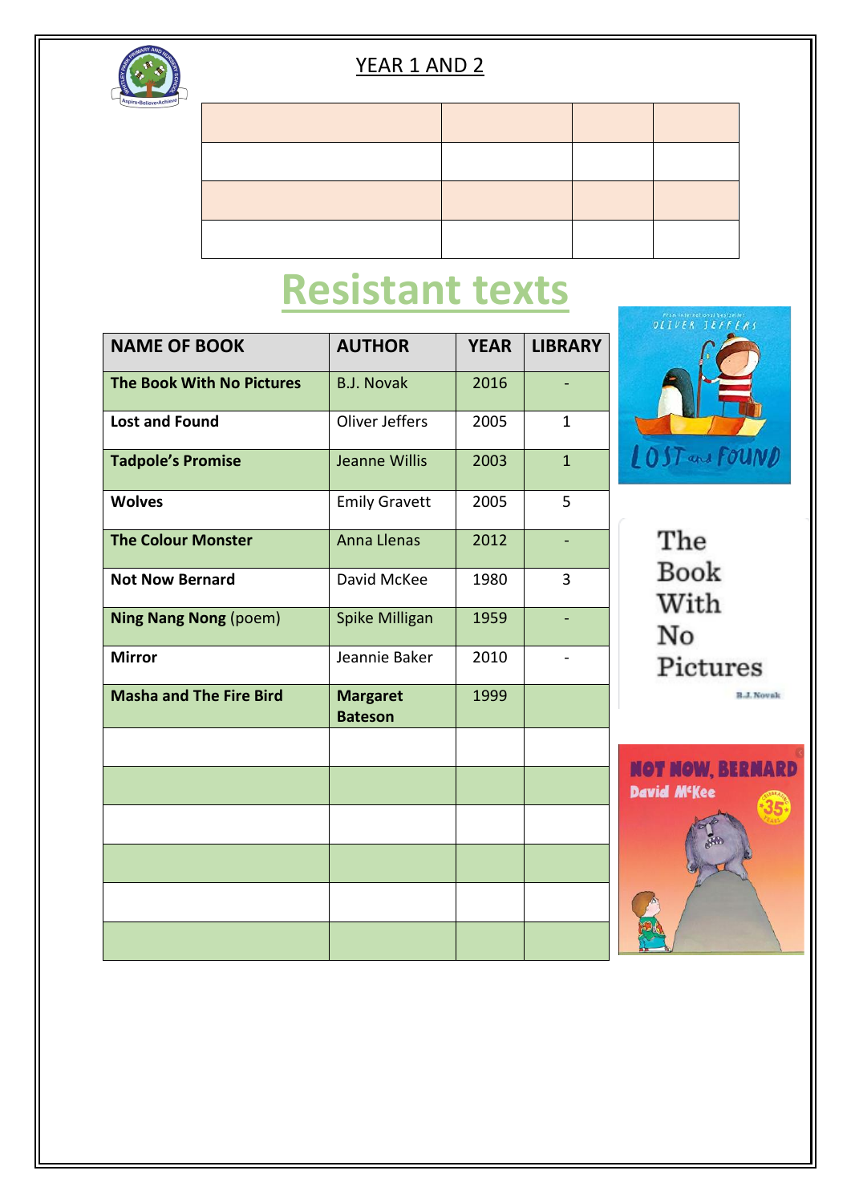YEAR 1 AND 2

# Resistant texts

| NAME OF BOOK | AUTHOR | YEAR | LIBRARY |
|---|---|---|---|
| **The Book With No Pictures** | B.J. Novak | 2016 | - |
| **Lost and Found** | Oliver Jeffers | 2005 | 1 |
| **Tadpole's Promise** | Jeanne Willis | 2003 | 1 |
| **Wolves** | Emily Gravett | 2005 | 5 |
| **The Colour Monster** | Anna Llenas | 2012 | - |
| **Not Now Bernard** | David McKee | 1980 | 3 |
| **Ning Nang Nong** (poem) | Spike Milligan | 1959 | - |
| **Mirror** | Jeannie Baker | 2010 | - |
| **Masha and The Fire Bird** | **Margaret Bateson** | 1999 | |
| | | | |
| | | | |
| | | | |
| | | | |
| | | | |
| | | | |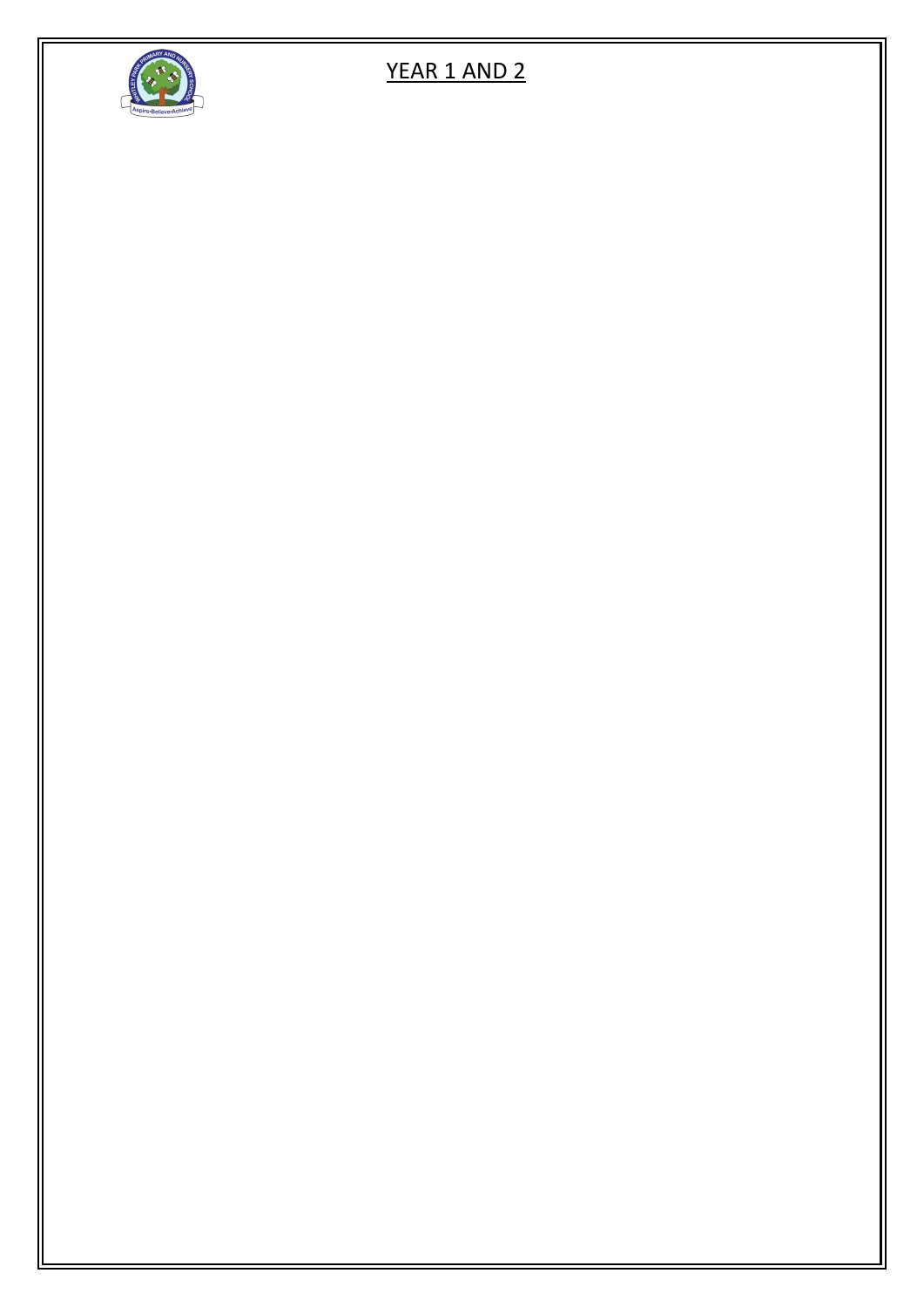YEAR 1 AND 2